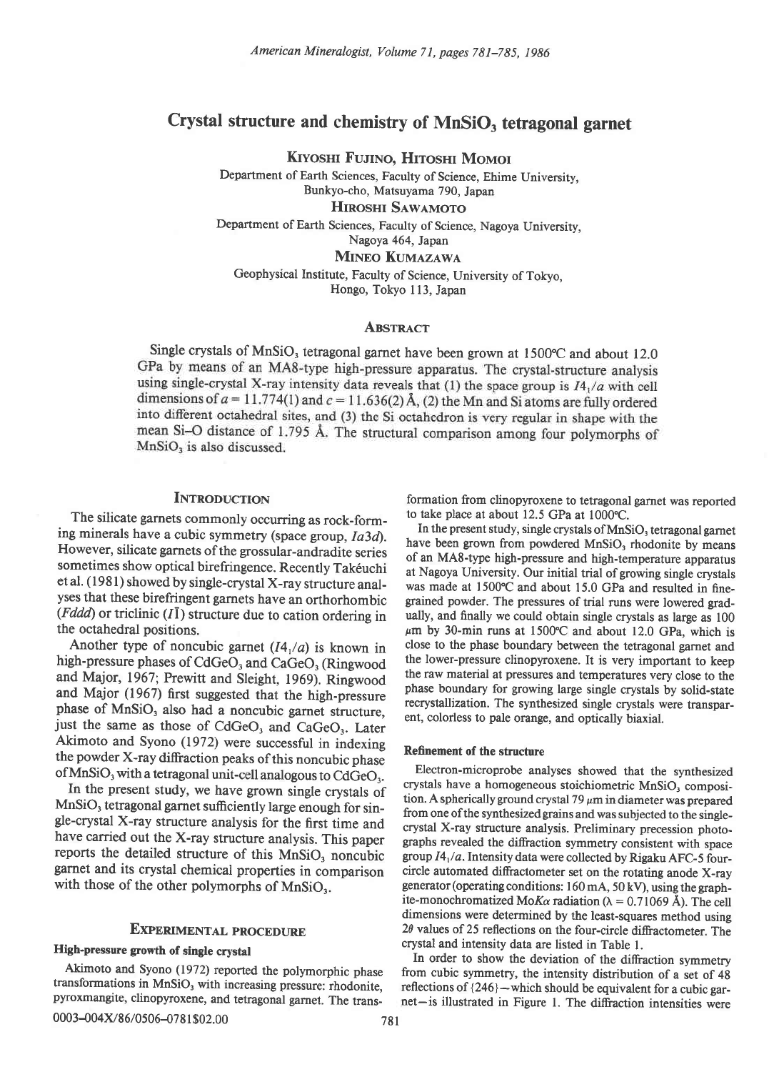# Crystal structure and chemistry of $MnSiO_3$ tetragonal garnet

**Kiyoshi Fujino, Hitoshi Momoi**

Department of Earth Sciences, Faculty of Science, Ehime University, Bunkyo-cho, Matsuyama 790, Japan

**Hiroshi Sawamoto**

Department of Earth Sciences, Faculty of Science, Nagoya University, Nagoya 464, Japan

**Mineo Kumazawa**

Geophysical Institute, Faculty of Science, University of Tokyo, Hongo, Tokyo 113, Japan

## Abstract

Single crystals of $MnSiO_3$ tetragonal garnet have been grown at 1500°C and about 12.0 GPa by means of an MA8-type high-pressure apparatus. The crystal-structure analysis using single-crystal X-ray intensity data reveals that (1) the space group is $I4_1/a$ with cell dimensions of $a = 11.774(1)$ and $c = 11.636(2)$ Å, (2) the Mn and Si atoms are fully ordered into different octahedral sites, and (3) the Si octahedron is very regular in shape with the mean Si–O distance of 1.795 Å. The structural comparison among four polymorphs of $MnSiO_3$ is also discussed.

## Introduction

The silicate garnets commonly occurring as rock-forming minerals have a cubic symmetry (space group, $Ia3d$). However, silicate garnets of the grossular-andradite series sometimes show optical birefringence. Recently Takéuchi et al. (1981) showed by single-crystal X-ray structure analyses that these birefringent garnets have an orthorhombic ($Fddd$) or triclinic ($I\bar{1}$) structure due to cation ordering in the octahedral positions.

Another type of noncubic garnet ($I4_1/a$) is known in high-pressure phases of $CdGeO_3$ and $CaGeO_3$ (Ringwood and Major, 1967; Prewitt and Sleight, 1969). Ringwood and Major (1967) first suggested that the high-pressure phase of $MnSiO_3$ also had a noncubic garnet structure, just the same as those of $CdGeO_3$ and $CaGeO_3$. Later Akimoto and Syono (1972) were successful in indexing the powder X-ray diffraction peaks of this noncubic phase of $MnSiO_3$ with a tetragonal unit-cell analogous to $CdGeO_3$.

In the present study, we have grown single crystals of $MnSiO_3$ tetragonal garnet sufficiently large enough for single-crystal X-ray structure analysis for the first time and have carried out the X-ray structure analysis. This paper reports the detailed structure of this $MnSiO_3$ noncubic garnet and its crystal chemical properties in comparison with those of the other polymorphs of $MnSiO_3$.

## Experimental procedure

### High-pressure growth of single crystal

Akimoto and Syono (1972) reported the polymorphic phase transformations in $MnSiO_3$ with increasing pressure: rhodonite, pyroxmangite, clinopyroxene, and tetragonal garnet. The transformation from clinopyroxene to tetragonal garnet was reported to take place at about 12.5 GPa at 1000°C.

In the present study, single crystals of $MnSiO_3$ tetragonal garnet have been grown from powdered $MnSiO_3$ rhodonite by means of an MA8-type high-pressure and high-temperature apparatus at Nagoya University. Our initial trial of growing single crystals was made at 1500°C and about 15.0 GPa and resulted in fine-grained powder. The pressures of trial runs were lowered gradually, and finally we could obtain single crystals as large as 100 μm by 30-min runs at 1500°C and about 12.0 GPa, which is close to the phase boundary between the tetragonal garnet and the lower-pressure clinopyroxene. It is very important to keep the raw material at pressures and temperatures very close to the phase boundary for growing large single crystals by solid-state recrystallization. The synthesized single crystals were transparent, colorless to pale orange, and optically biaxial.

### Refinement of the structure

Electron-microprobe analyses showed that the synthesized crystals have a homogeneous stoichiometric $MnSiO_3$ composition. A spherically ground crystal 79 μm in diameter was prepared from one of the synthesized grains and was subjected to the single-crystal X-ray structure analysis. Preliminary precession photographs revealed the diffraction symmetry consistent with space group $I4_1/a$. Intensity data were collected by Rigaku AFC-5 four-circle automated diffractometer set on the rotating anode X-ray generator (operating conditions: 160 mA, 50 kV), using the graphite-monochromatized Mo$K\alpha$ radiation ($\lambda = 0.71069$ Å). The cell dimensions were determined by the least-squares method using $2\theta$ values of 25 reflections on the four-circle diffractometer. The crystal and intensity data are listed in Table 1.

In order to show the deviation of the diffraction symmetry from cubic symmetry, the intensity distribution of a set of 48 reflections of {246}—which should be equivalent for a cubic garnet—is illustrated in Figure 1. The diffraction intensities were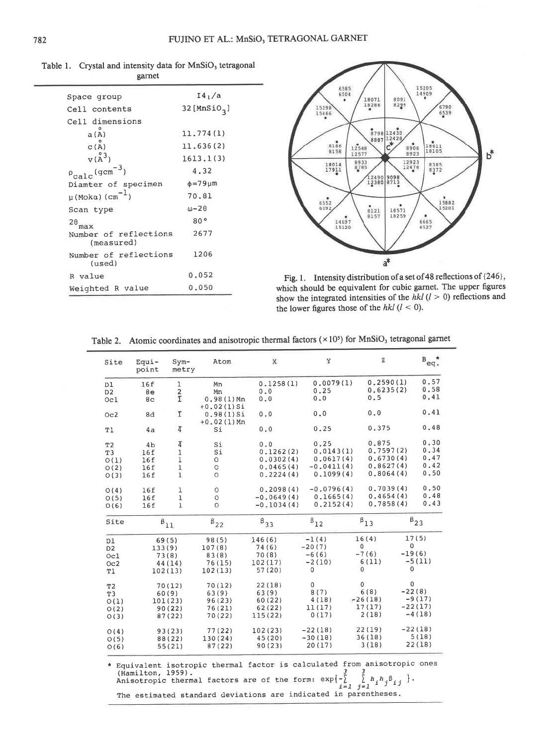Table 1. Crystal and intensity data for $MnSiO_3$ tetragonal garnet

| | |
|---|---|
| Space group | $I4_1/a$ |
| Cell contents | 32[$MnSiO_3$] |
| Cell dimensions | |
| a(Å) | 11.774(1) |
| c(Å) | 11.636(2) |
| v(Å$^3$) | 1613.1(3) |
| $\rho_{calc}$(gcm$^{-3}$) | 4.32 |
| Diamter of specimen | $\phi$=79μm |
| μ(Mokα)(cm$^{-1}$) | 70.81 |
| Scan type | ω-2θ |
| $2\theta_{max}$ | 80° |
| Number of reflections (measured) | 2677 |
| Number of reflections (used) | 1206 |
| R value | 0.052 |
| Weighted R value | 0.050 |

Fig. 1. Intensity distribution of a set of 48 reflections of {246}, which should be equivalent for cubic garnet. The upper figures show the integrated intensities of the *hkl* (*l* > 0) reflections and the lower figures those of the *hkl* (*l* < 0).

Table 2. Atomic coordinates and anisotropic thermal factors (×10$^5$) for $MnSiO_3$ tetragonal garnet

| Site | Equi-point | Sym-metry | Atom | X | Y | Z | $B_{eq.}$* |
|---|---|---|---|---|---|---|---|
| D1 | 16f | 1 | Mn | 0.1258(1) | 0.0079(1) | 0.2590(1) | 0.57 |
| D2 | 8e | 2 | Mn | 0.0 | 0.25 | 0.6235(2) | 0.58 |
| Oc1 | 8c | $\bar{1}$ | 0.98(1)Mn +0.02(1)Si | 0.0 | 0.0 | 0.5 | 0.41 |
| Oc2 | 8d | $\bar{1}$ | 0.98(1)Si +0.02(1)Mn | 0.0 | 0.0 | 0.0 | 0.41 |
| T1 | 4a | $\bar{4}$ | Si | 0.0 | 0.25 | 0.375 | 0.48 |
| T2 | 4b | $\bar{4}$ | Si | 0.0 | 0.25 | 0.875 | 0.30 |
| T3 | 16f | 1 | Si | 0.1262(2) | 0.0143(1) | 0.7597(2) | 0.34 |
| O(1) | 16f | 1 | O | 0.0302(4) | 0.0617(4) | 0.6730(4) | 0.47 |
| O(2) | 16f | 1 | O | 0.0465(4) | -0.0411(4) | 0.8627(4) | 0.42 |
| O(3) | 16f | 1 | O | 0.2224(4) | 0.1099(4) | 0.8064(4) | 0.50 |
| O(4) | 16f | 1 | O | 0.2098(4) | -0.0796(4) | 0.7039(4) | 0.50 |
| O(5) | 16f | 1 | O | -0.0649(4) | 0.1665(4) | 0.4654(4) | 0.48 |
| O(6) | 16f | 1 | O | -0.1034(4) | 0.2152(4) | 0.7858(4) | 0.43 |

| Site | $\beta_{11}$ | $\beta_{22}$ | $\beta_{33}$ | $\beta_{12}$ | $\beta_{13}$ | $\beta_{23}$ |
|---|---|---|---|---|---|---|
| D1 | 69(5) | 98(5) | 146(6) | -1(4) | 16(4) | 17(5) |
| D2 | 133(9) | 107(8) | 74(6) | -20(7) | 0 | 0 |
| Oc1 | 73(8) | 83(8) | 70(8) | -6(6) | -7(6) | -19(6) |
| Oc2 | 44(14) | 76(15) | 102(17) | -2(10) | 6(11) | -5(11) |
| T1 | 102(13) | 102(13) | 57(20) | 0 | 0 | 0 |
| T2 | 70(12) | 70(12) | 22(18) | 0 | 0 | 0 |
| T3 | 60(9) | 63(9) | 63(9) | 8(7) | 6(8) | -22(8) |
| O(1) | 101(23) | 96(23) | 60(22) | 4(18) | -26(18) | -9(17) |
| O(2) | 90(22) | 76(21) | 62(22) | 11(17) | 17(17) | -22(17) |
| O(3) | 87(22) | 70(22) | 115(22) | 0(17) | 2(18) | -4(18) |
| O(4) | 93(23) | 77(22) | 102(23) | -22(18) | 22(19) | -22(18) |
| O(5) | 88(22) | 130(24) | 45(20) | -30(18) | 36(18) | 5(18) |
| O(6) | 55(21) | 87(22) | 90(23) | 20(17) | 3(18) | 22(18) |

\* Equivalent isotropic thermal factor is calculated from anisotropic ones (Hamilton, 1959).
Anisotropic thermal factors are of the form: $\exp\{-\sum_{i=1}^{3}\sum_{j=1}^{3} h_i h_j \beta_{ij}\}$.
The estimated standard deviations are indicated in parentheses.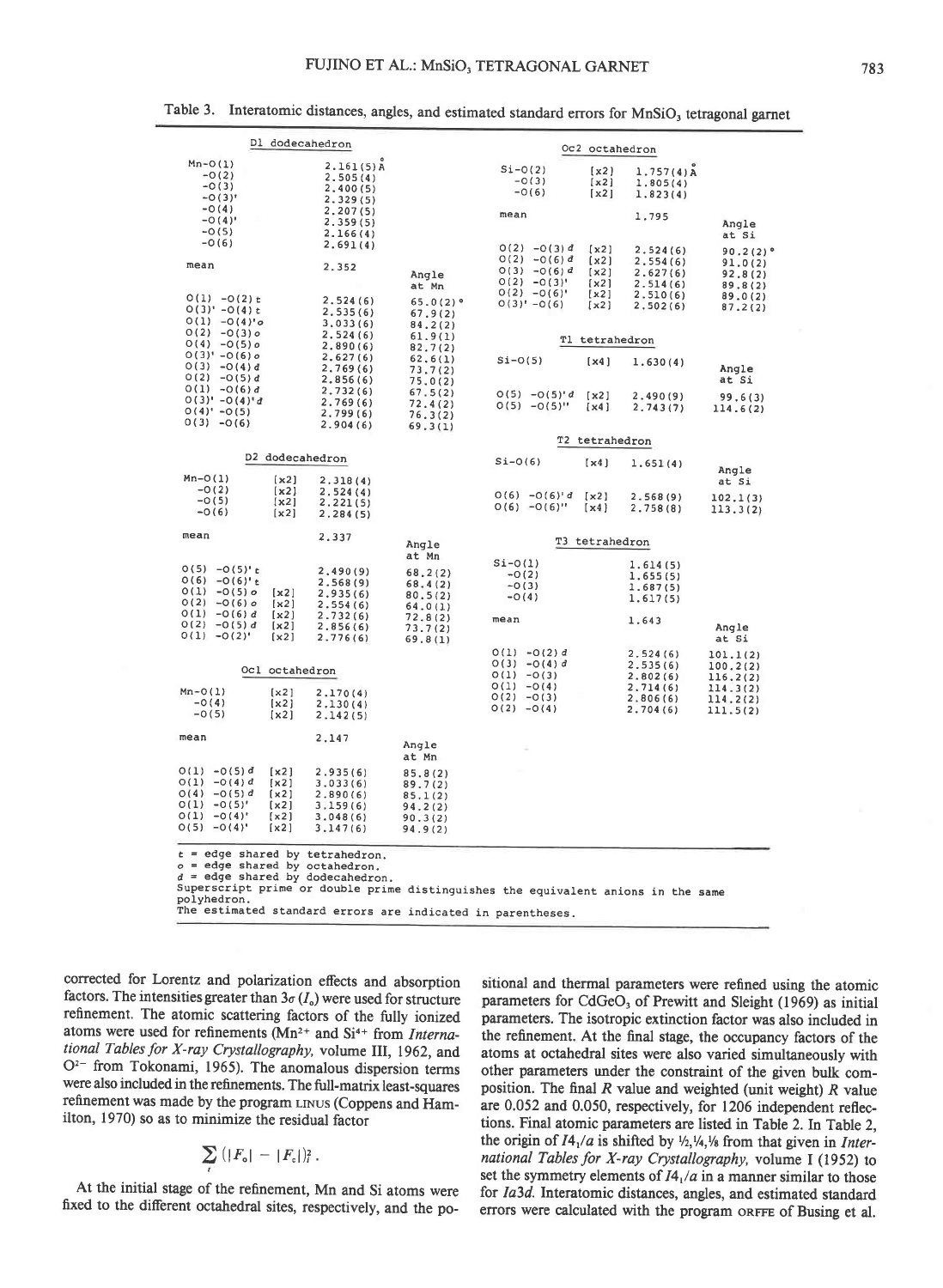Table 3. Interatomic distances, angles, and estimated standard errors for $MnSiO_3$ tetragonal garnet

**D1 dodecahedron**

| | | Distance | Angle at Mn |
|---|---|---|---|
| Mn-O(1) | | 2.161(5) Å | |
| -O(2) | | 2.505(4) | |
| -O(3) | | 2.400(5) | |
| -O(3)' | | 2.329(5) | |
| -O(4) | | 2.207(5) | |
| -O(4)' | | 2.359(5) | |
| -O(5) | | 2.166(4) | |
| -O(6) | | 2.691(4) | |
| mean | | 2.352 | |
| O(1) -O(2) *t* | | 2.524(6) | 65.0(2)° |
| O(3)' -O(4) *t* | | 2.535(6) | 67.9(2) |
| O(1) -O(4)' *o* | | 3.033(6) | 84.2(2) |
| O(2) -O(3) *o* | | 2.524(6) | 61.9(1) |
| O(4) -O(5) *o* | | 2.890(6) | 82.7(2) |
| O(3)' -O(6) *o* | | 2.627(6) | 62.6(1) |
| O(3) -O(4) *d* | | 2.769(6) | 73.7(2) |
| O(2) -O(5) *d* | | 2.856(6) | 75.0(2) |
| O(1) -O(6) *d* | | 2.732(6) | 67.5(2) |
| O(3)' -O(4)' *d* | | 2.769(6) | 72.4(2) |
| O(4)' -O(5) | | 2.799(6) | 76.3(2) |
| O(3) -O(6) | | 2.904(6) | 69.3(1) |

**D2 dodecahedron**

| | | Distance | Angle at Mn |
|---|---|---|---|
| Mn-O(1) | [x2] | 2.318(4) | |
| -O(2) | [x2] | 2.524(4) | |
| -O(5) | [x2] | 2.221(5) | |
| -O(6) | [x2] | 2.284(5) | |
| mean | | 2.337 | |
| O(5) -O(5)' *t* | | 2.490(9) | 68.2(2) |
| O(6) -O(6)' *t* | | 2.568(9) | 68.4(2) |
| O(1) -O(5) *o* | [x2] | 2.935(6) | 80.5(2) |
| O(2) -O(6) *o* | [x2] | 2.554(6) | 64.0(1) |
| O(1) -O(6) *d* | [x2] | 2.732(6) | 72.8(2) |
| O(2) -O(5) *d* | [x2] | 2.856(6) | 73.7(2) |
| O(1) -O(2)' | [x2] | 2.776(6) | 69.8(1) |

**Oc1 octahedron**

| | | Distance | Angle at Mn |
|---|---|---|---|
| Mn-O(1) | [x2] | 2.170(4) | |
| -O(4) | [x2] | 2.130(4) | |
| -O(5) | [x2] | 2.142(5) | |
| mean | | 2.147 | |
| O(1) -O(5) *d* | [x2] | 2.935(6) | 85.8(2) |
| O(1) -O(4) *d* | [x2] | 3.033(6) | 89.7(2) |
| O(4) -O(5) *d* | [x2] | 2.890(6) | 85.1(2) |
| O(1) -O(5)' | [x2] | 3.159(6) | 94.2(2) |
| O(1) -O(4)' | [x2] | 3.048(6) | 90.3(2) |
| O(5) -O(4)' | [x2] | 3.147(6) | 94.9(2) |

**Oc2 octahedron**

| | | Distance | Angle at Si |
|---|---|---|---|
| Si-O(2) | [x2] | 1.757(4) Å | |
| -O(3) | [x2] | 1.805(4) | |
| -O(6) | [x2] | 1.823(4) | |
| mean | | 1.795 | |
| O(2) -O(3) *d* | [x2] | 2.524(6) | 90.2(2)° |
| O(2) -O(6) *d* | [x2] | 2.554(6) | 91.0(2) |
| O(3) -O(6) *d* | [x2] | 2.627(6) | 92.8(2) |
| O(2) -O(3)' | [x2] | 2.514(6) | 89.8(2) |
| O(2) -O(6)' | [x2] | 2.510(6) | 89.0(2) |
| O(3)' -O(6) | [x2] | 2.502(6) | 87.2(2) |

**T1 tetrahedron**

| | | Distance | Angle at Si |
|---|---|---|---|
| Si-O(5) | [x4] | 1.630(4) | |
| O(5) -O(5)' *d* | [x2] | 2.490(9) | 99.6(3) |
| O(5) -O(5)'' | [x4] | 2.743(7) | 114.6(2) |

**T2 tetrahedron**

| | | Distance | Angle at Si |
|---|---|---|---|
| Si-O(6) | [x4] | 1.651(4) | |
| O(6) -O(6)' *d* | [x2] | 2.568(9) | 102.1(3) |
| O(6) -O(6)'' | [x4] | 2.758(8) | 113.3(2) |

**T3 tetrahedron**

| | Distance | Angle at Si |
|---|---|---|
| Si-O(1) | 1.614(5) | |
| -O(2) | 1.655(5) | |
| -O(3) | 1.687(5) | |
| -O(4) | 1.617(5) | |
| mean | 1.643 | |
| O(1) -O(2) *d* | 2.524(6) | 101.1(2) |
| O(3) -O(4) *d* | 2.535(6) | 100.2(2) |
| O(1) -O(3) | 2.802(6) | 116.2(2) |
| O(1) -O(4) | 2.714(6) | 114.3(2) |
| O(2) -O(3) | 2.806(6) | 114.2(2) |
| O(2) -O(4) | 2.704(6) | 111.5(2) |

*t* = edge shared by tetrahedron.
*o* = edge shared by octahedron.
*d* = edge shared by dodecahedron.
Superscript prime or double prime distinguishes the equivalent anions in the same polyhedron.
The estimated standard errors are indicated in parentheses.

corrected for Lorentz and polarization effects and absorption factors. The intensities greater than $3\sigma(I_o)$ were used for structure refinement. The atomic scattering factors of the fully ionized atoms were used for refinements ($Mn^{2+}$ and $Si^{4+}$ from *International Tables for X-ray Crystallography*, volume III, 1962, and $O^{2-}$ from Tokonami, 1965). The anomalous dispersion terms were also included in the refinements. The full-matrix least-squares refinement was made by the program LINUS (Coppens and Hamilton, 1970) so as to minimize the residual factor

$$\sum_i (|F_o| - |F_c|)_i^2 .$$

At the initial stage of the refinement, Mn and Si atoms were fixed to the different octahedral sites, respectively, and the positional and thermal parameters were refined using the atomic parameters for $CdGeO_3$ of Prewitt and Sleight (1969) as initial parameters. The isotropic extinction factor was also included in the refinement. At the final stage, the occupancy factors of the atoms at octahedral sites were also varied simultaneously with other parameters under the constraint of the given bulk composition. The final $R$ value and weighted (unit weight) $R$ value are 0.052 and 0.050, respectively, for 1206 independent reflections. Final atomic parameters are listed in Table 2. In Table 2, the origin of $I4_1/a$ is shifted by ½,¼,⅛ from that given in *International Tables for X-ray Crystallography*, volume I (1952) to set the symmetry elements of $I4_1/a$ in a manner similar to those for $Ia3d$. Interatomic distances, angles, and estimated standard errors were calculated with the program ORFFE of Busing et al.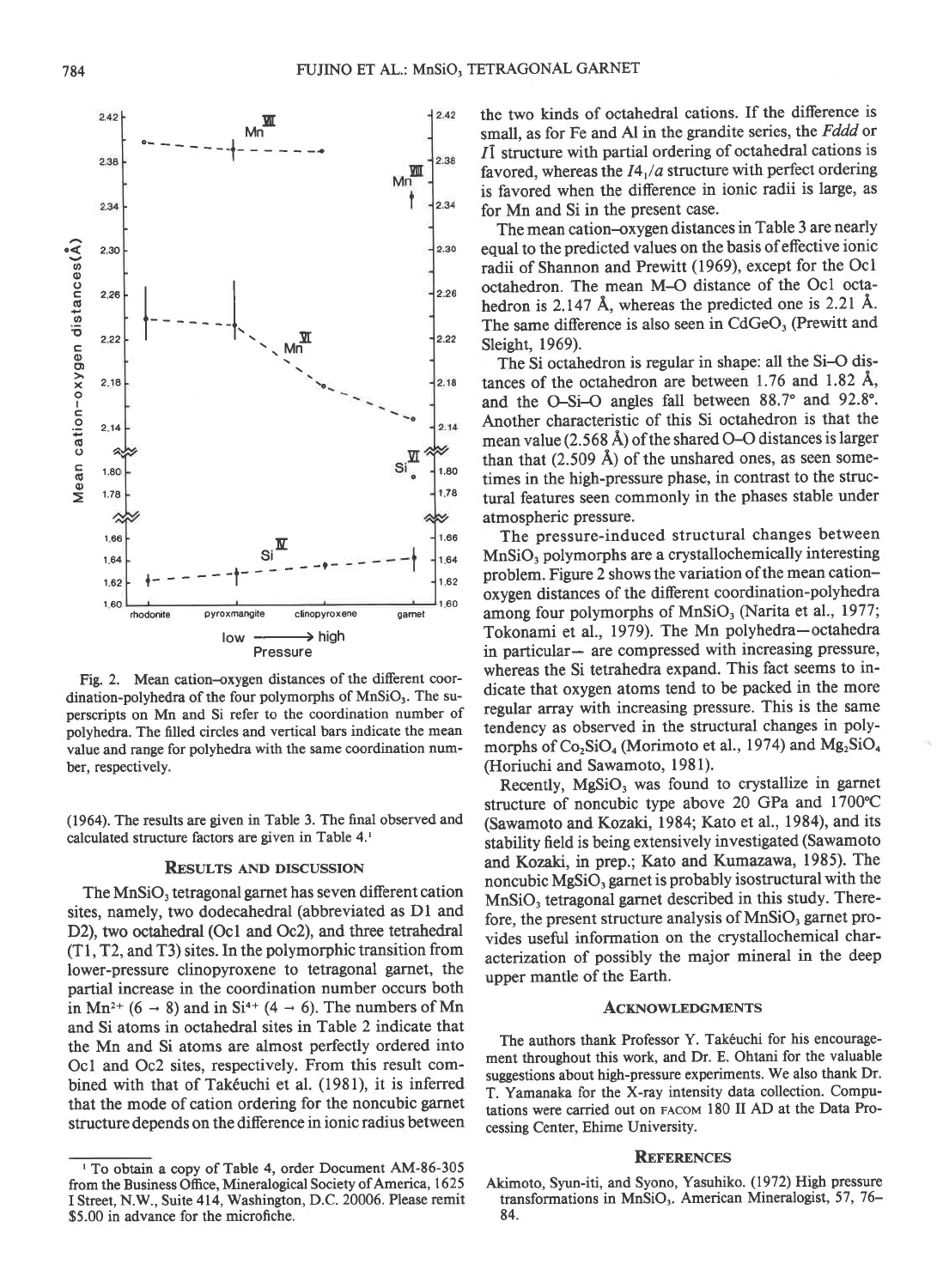Fig. 2. Mean cation–oxygen distances of the different coordination-polyhedra of the four polymorphs of $MnSiO_3$. The superscripts on Mn and Si refer to the coordination number of polyhedra. The filled circles and vertical bars indicate the mean value and range for polyhedra with the same coordination number, respectively.

(1964). The results are given in Table 3. The final observed and calculated structure factors are given in Table 4.[1]

## Results and Discussion

The $MnSiO_3$ tetragonal garnet has seven different cation sites, namely, two dodecahedral (abbreviated as D1 and D2), two octahedral (Oc1 and Oc2), and three tetrahedral (T1, T2, and T3) sites. In the polymorphic transition from lower-pressure clinopyroxene to tetragonal garnet, the partial increase in the coordination number occurs both in $Mn^{2+}$ ($6 \rightarrow 8$) and in $Si^{4+}$ ($4 \rightarrow 6$). The numbers of Mn and Si atoms in octahedral sites in Table 2 indicate that the Mn and Si atoms are almost perfectly ordered into Oc1 and Oc2 sites, respectively. From this result combined with that of Takéuchi et al. (1981), it is inferred that the mode of cation ordering for the noncubic garnet structure depends on the difference in ionic radius between the two kinds of octahedral cations. If the difference is small, as for Fe and Al in the grandite series, the *Fddd* or $I\bar{1}$ structure with partial ordering of octahedral cations is favored, whereas the $I4_1/a$ structure with perfect ordering is favored when the difference in ionic radii is large, as for Mn and Si in the present case.

The mean cation–oxygen distances in Table 3 are nearly equal to the predicted values on the basis of effective ionic radii of Shannon and Prewitt (1969), except for the Oc1 octahedron. The mean M–O distance of the Oc1 octahedron is 2.147 Å, whereas the predicted one is 2.21 Å. The same difference is also seen in $CdGeO_3$ (Prewitt and Sleight, 1969).

The Si octahedron is regular in shape: all the Si–O distances of the octahedron are between 1.76 and 1.82 Å, and the O–Si–O angles fall between 88.7° and 92.8°. Another characteristic of this Si octahedron is that the mean value (2.568 Å) of the shared O–O distances is larger than that (2.509 Å) of the unshared ones, as seen sometimes in the high-pressure phase, in contrast to the structural features seen commonly in the phases stable under atmospheric pressure.

The pressure-induced structural changes between $MnSiO_3$ polymorphs are a crystallochemically interesting problem. Figure 2 shows the variation of the mean cation–oxygen distances of the different coordination-polyhedra among four polymorphs of $MnSiO_3$ (Narita et al., 1977; Tokonami et al., 1979). The Mn polyhedra—octahedra in particular— are compressed with increasing pressure, whereas the Si tetrahedra expand. This fact seems to indicate that oxygen atoms tend to be packed in the more regular array with increasing pressure. This is the same tendency as observed in the structural changes in polymorphs of $Co_2SiO_4$ (Morimoto et al., 1974) and $Mg_2SiO_4$ (Horiuchi and Sawamoto, 1981).

Recently, $MgSiO_3$ was found to crystallize in garnet structure of noncubic type above 20 GPa and 1700°C (Sawamoto and Kozaki, 1984; Kato et al., 1984), and its stability field is being extensively investigated (Sawamoto and Kozaki, in prep.; Kato and Kumazawa, 1985). The noncubic $MgSiO_3$ garnet is probably isostructural with the $MnSiO_3$ tetragonal garnet described in this study. Therefore, the present structure analysis of $MnSiO_3$ garnet provides useful information on the crystallochemical characterization of possibly the major mineral in the deep upper mantle of the Earth.

## Acknowledgments

The authors thank Professor Y. Takéuchi for his encouragement throughout this work, and Dr. E. Ohtani for the valuable suggestions about high-pressure experiments. We also thank Dr. T. Yamanaka for the X-ray intensity data collection. Computations were carried out on FACOM 180 II AD at the Data Processing Center, Ehime University.

## References

Akimoto, Syun-iti, and Syono, Yasuhiko. (1972) High pressure transformations in $MnSiO_3$. American Mineralogist, 57, 76–84.

[1] To obtain a copy of Table 4, order Document AM-86-305 from the Business Office, Mineralogical Society of America, 1625 I Street, N.W., Suite 414, Washington, D.C. 20006. Please remit $5.00 in advance for the microfiche.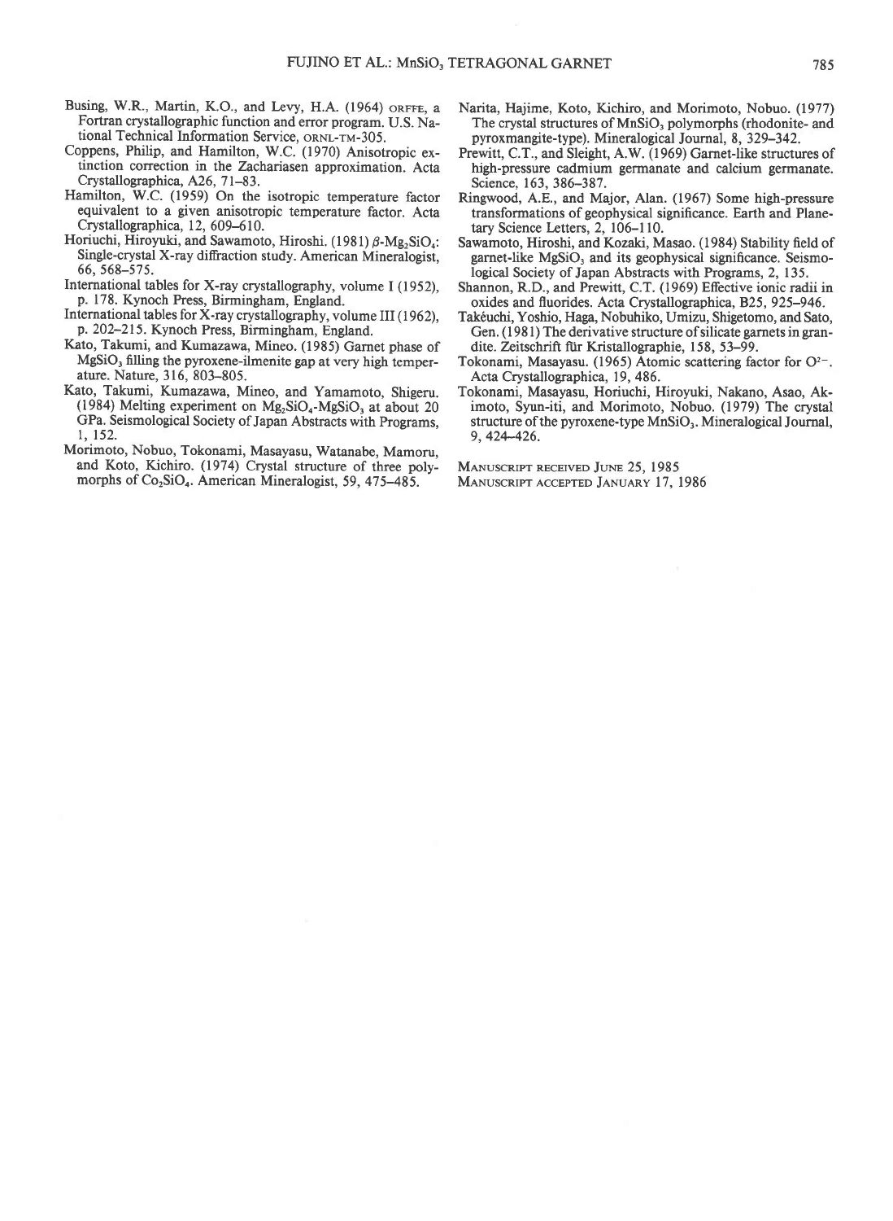Busing, W.R., Martin, K.O., and Levy, H.A. (1964) ORFFE, a Fortran crystallographic function and error program. U.S. National Technical Information Service, ORNL-TM-305.

Coppens, Philip, and Hamilton, W.C. (1970) Anisotropic extinction correction in the Zachariasen approximation. Acta Crystallographica, A26, 71–83.

Hamilton, W.C. (1959) On the isotropic temperature factor equivalent to a given anisotropic temperature factor. Acta Crystallographica, 12, 609–610.

Horiuchi, Hiroyuki, and Sawamoto, Hiroshi. (1981) $\beta$-$Mg_2SiO_4$: Single-crystal X-ray diffraction study. American Mineralogist, 66, 568–575.

International tables for X-ray crystallography, volume I (1952), p. 178. Kynoch Press, Birmingham, England.

International tables for X-ray crystallography, volume III (1962), p. 202–215. Kynoch Press, Birmingham, England.

Kato, Takumi, and Kumazawa, Mineo. (1985) Garnet phase of $MgSiO_3$ filling the pyroxene-ilmenite gap at very high temperature. Nature, 316, 803–805.

Kato, Takumi, Kumazawa, Mineo, and Yamamoto, Shigeru. (1984) Melting experiment on $Mg_2SiO_4$-$MgSiO_3$ at about 20 GPa. Seismological Society of Japan Abstracts with Programs, 1, 152.

Morimoto, Nobuo, Tokonami, Masayasu, Watanabe, Mamoru, and Koto, Kichiro. (1974) Crystal structure of three polymorphs of $Co_2SiO_4$. American Mineralogist, 59, 475–485.

Narita, Hajime, Koto, Kichiro, and Morimoto, Nobuo. (1977) The crystal structures of $MnSiO_3$ polymorphs (rhodonite- and pyroxmangite-type). Mineralogical Journal, 8, 329–342.

Prewitt, C.T., and Sleight, A.W. (1969) Garnet-like structures of high-pressure cadmium germanate and calcium germanate. Science, 163, 386–387.

Ringwood, A.E., and Major, Alan. (1967) Some high-pressure transformations of geophysical significance. Earth and Planetary Science Letters, 2, 106–110.

Sawamoto, Hiroshi, and Kozaki, Masao. (1984) Stability field of garnet-like $MgSiO_3$ and its geophysical significance. Seismological Society of Japan Abstracts with Programs, 2, 135.

Shannon, R.D., and Prewitt, C.T. (1969) Effective ionic radii in oxides and fluorides. Acta Crystallographica, B25, 925–946.

Takéuchi, Yoshio, Haga, Nobuhiko, Umizu, Shigetomo, and Sato, Gen. (1981) The derivative structure of silicate garnets in grandite. Zeitschrift für Kristallographie, 158, 53–99.

Tokonami, Masayasu. (1965) Atomic scattering factor for $O^{2-}$. Acta Crystallographica, 19, 486.

Tokonami, Masayasu, Horiuchi, Hiroyuki, Nakano, Asao, Akimoto, Syun-iti, and Morimoto, Nobuo. (1979) The crystal structure of the pyroxene-type $MnSiO_3$. Mineralogical Journal, 9, 424–426.

MANUSCRIPT RECEIVED JUNE 25, 1985
MANUSCRIPT ACCEPTED JANUARY 17, 1986